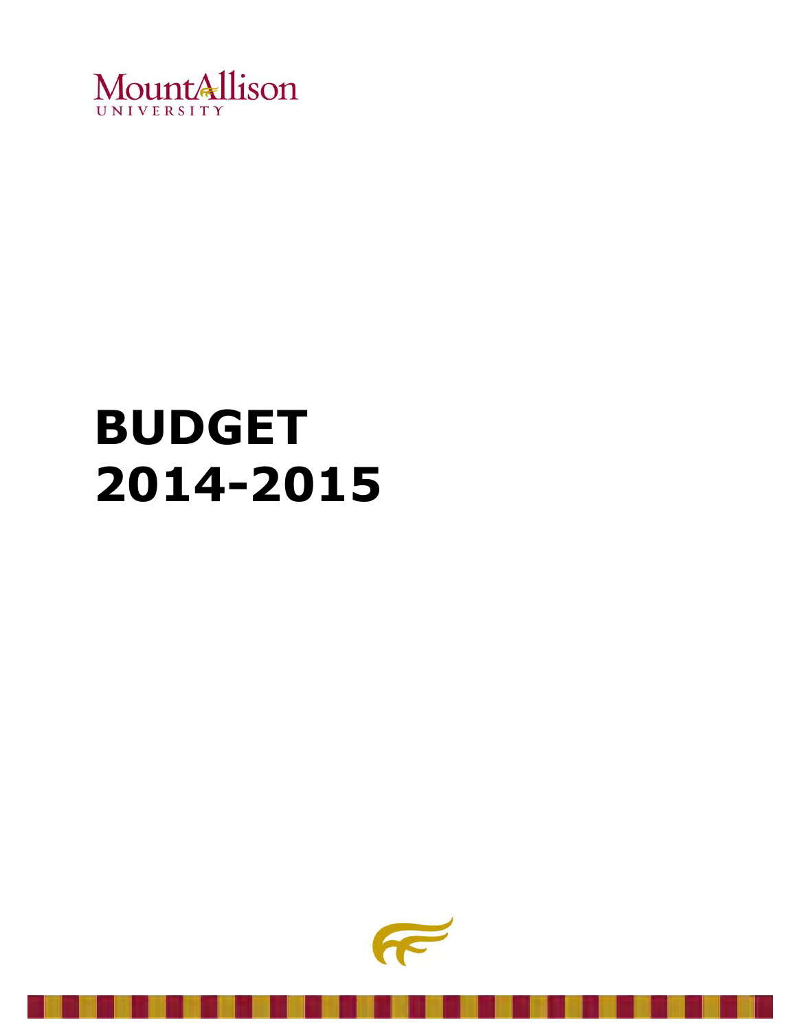Mount Allison
UNIVERSITY

# BUDGET 2014-2015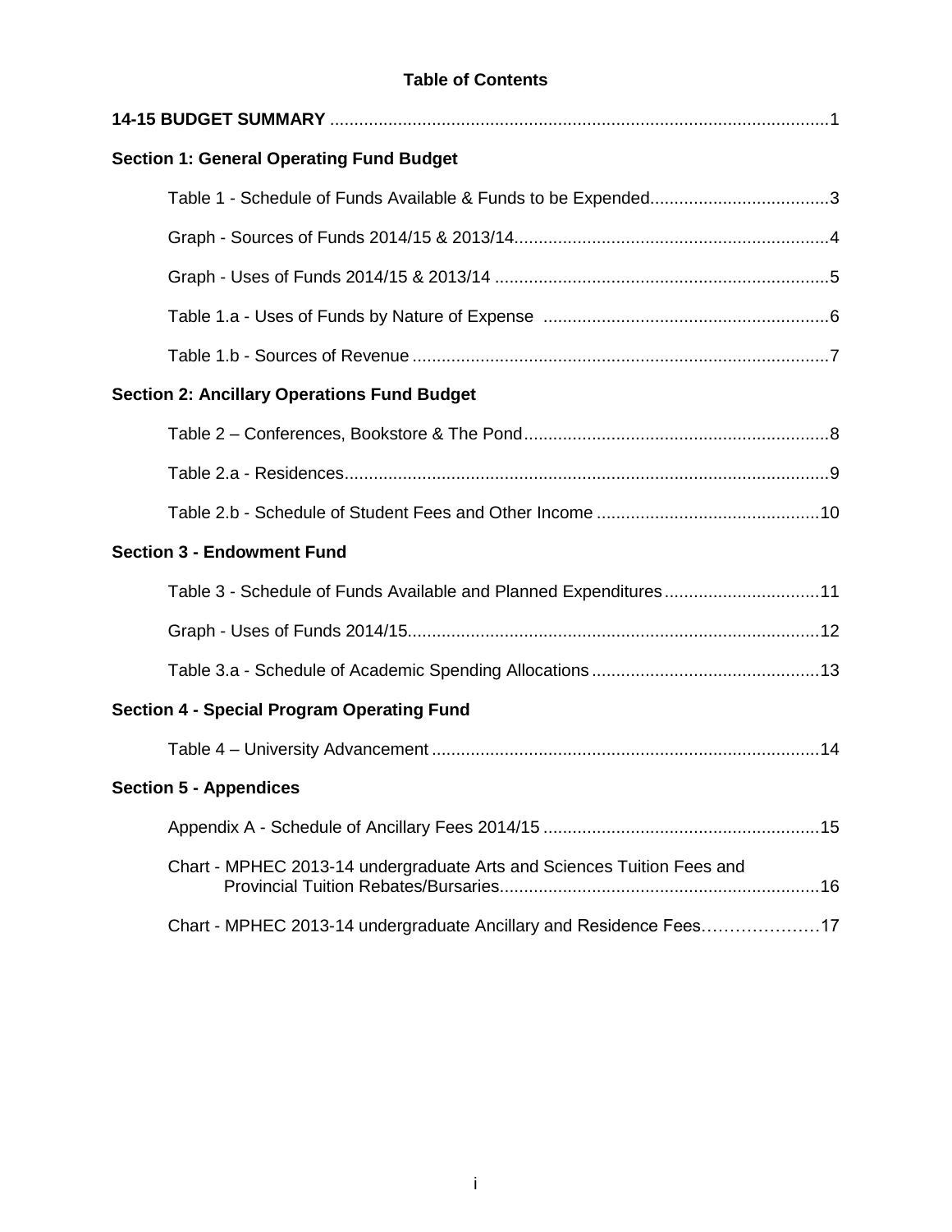**Table of Contents**

**14-15 BUDGET SUMMARY** ....................................................................................................1

**Section 1: General Operating Fund Budget**

Table 1 - Schedule of Funds Available & Funds to be Expended.....................................3

Graph - Sources of Funds 2014/15 & 2013/14.................................................................4

Graph - Uses of Funds 2014/15 & 2013/14 .....................................................................5

Table 1.a - Uses of Funds by Nature of Expense ...........................................................6

Table 1.b - Sources of Revenue ......................................................................................7

**Section 2: Ancillary Operations Fund Budget**

Table 2 – Conferences, Bookstore & The Pond...............................................................8

Table 2.a - Residences....................................................................................................9

Table 2.b - Schedule of Student Fees and Other Income ..............................................10

**Section 3 - Endowment Fund**

Table 3 - Schedule of Funds Available and Planned Expenditures................................11

Graph - Uses of Funds 2014/15.....................................................................................12

Table 3.a - Schedule of Academic Spending Allocations...............................................13

**Section 4 - Special Program Operating Fund**

Table 4 – University Advancement ................................................................................14

**Section 5 - Appendices**

Appendix A - Schedule of Ancillary Fees 2014/15 .........................................................15

Chart - MPHEC 2013-14 undergraduate Arts and Sciences Tuition Fees and Provincial Tuition Rebates/Bursaries.................................................................16

Chart - MPHEC 2013-14 undergraduate Ancillary and Residence Fees…………………17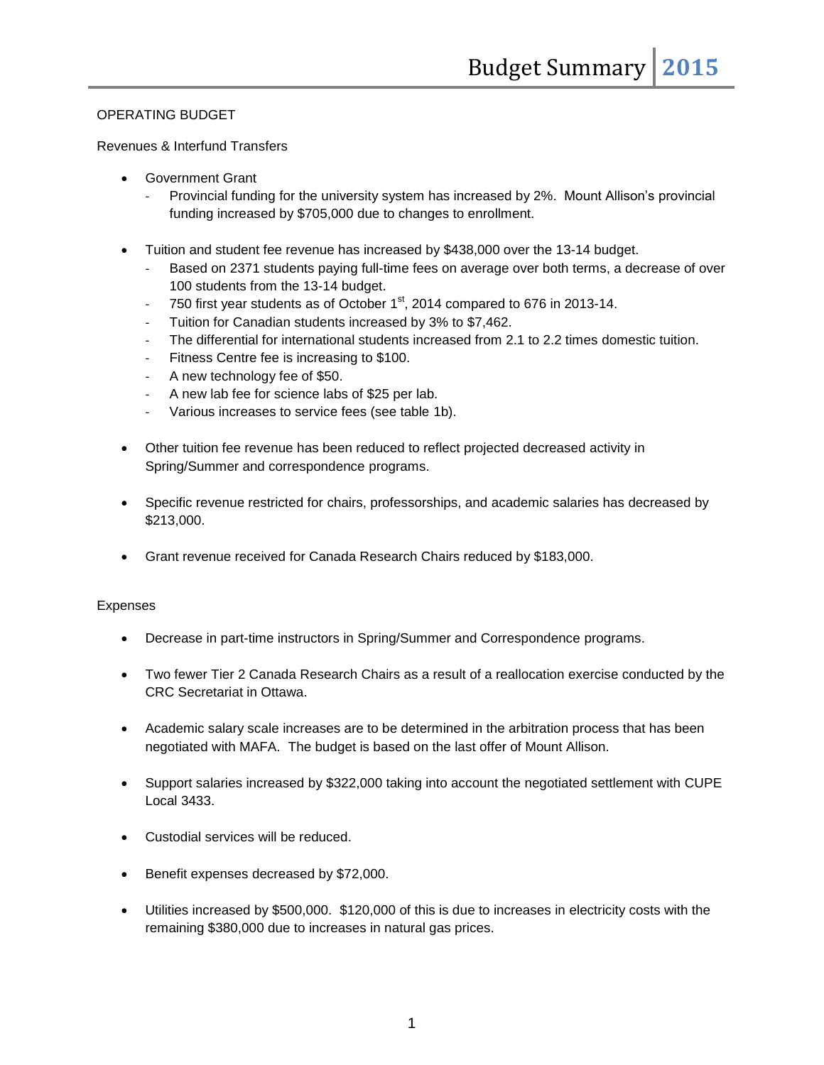## OPERATING BUDGET

### Revenues & Interfund Transfers

- Government Grant
  - Provincial funding for the university system has increased by 2%. Mount Allison's provincial funding increased by $705,000 due to changes to enrollment.
- Tuition and student fee revenue has increased by $438,000 over the 13-14 budget.
  - Based on 2371 students paying full-time fees on average over both terms, a decrease of over 100 students from the 13-14 budget.
  - 750 first year students as of October 1st, 2014 compared to 676 in 2013-14.
  - Tuition for Canadian students increased by 3% to $7,462.
  - The differential for international students increased from 2.1 to 2.2 times domestic tuition.
  - Fitness Centre fee is increasing to $100.
  - A new technology fee of $50.
  - A new lab fee for science labs of $25 per lab.
  - Various increases to service fees (see table 1b).
- Other tuition fee revenue has been reduced to reflect projected decreased activity in Spring/Summer and correspondence programs.
- Specific revenue restricted for chairs, professorships, and academic salaries has decreased by $213,000.
- Grant revenue received for Canada Research Chairs reduced by $183,000.

### Expenses

- Decrease in part-time instructors in Spring/Summer and Correspondence programs.
- Two fewer Tier 2 Canada Research Chairs as a result of a reallocation exercise conducted by the CRC Secretariat in Ottawa.
- Academic salary scale increases are to be determined in the arbitration process that has been negotiated with MAFA. The budget is based on the last offer of Mount Allison.
- Support salaries increased by $322,000 taking into account the negotiated settlement with CUPE Local 3433.
- Custodial services will be reduced.
- Benefit expenses decreased by $72,000.
- Utilities increased by $500,000. $120,000 of this is due to increases in electricity costs with the remaining $380,000 due to increases in natural gas prices.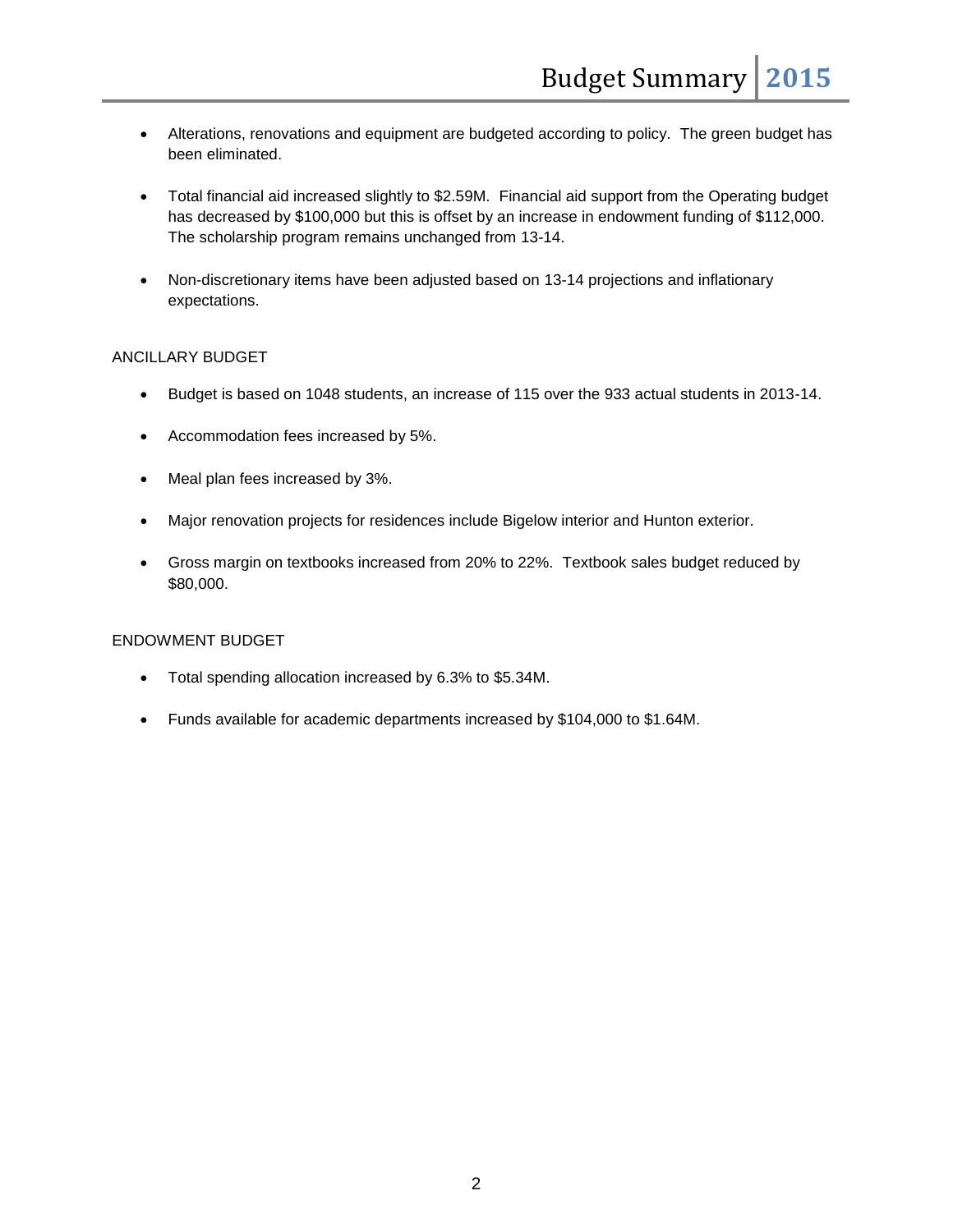- Alterations, renovations and equipment are budgeted according to policy. The green budget has been eliminated.

- Total financial aid increased slightly to $2.59M. Financial aid support from the Operating budget has decreased by $100,000 but this is offset by an increase in endowment funding of $112,000. The scholarship program remains unchanged from 13-14.

- Non-discretionary items have been adjusted based on 13-14 projections and inflationary expectations.

## ANCILLARY BUDGET

- Budget is based on 1048 students, an increase of 115 over the 933 actual students in 2013-14.

- Accommodation fees increased by 5%.

- Meal plan fees increased by 3%.

- Major renovation projects for residences include Bigelow interior and Hunton exterior.

- Gross margin on textbooks increased from 20% to 22%. Textbook sales budget reduced by $80,000.

## ENDOWMENT BUDGET

- Total spending allocation increased by 6.3% to $5.34M.

- Funds available for academic departments increased by $104,000 to $1.64M.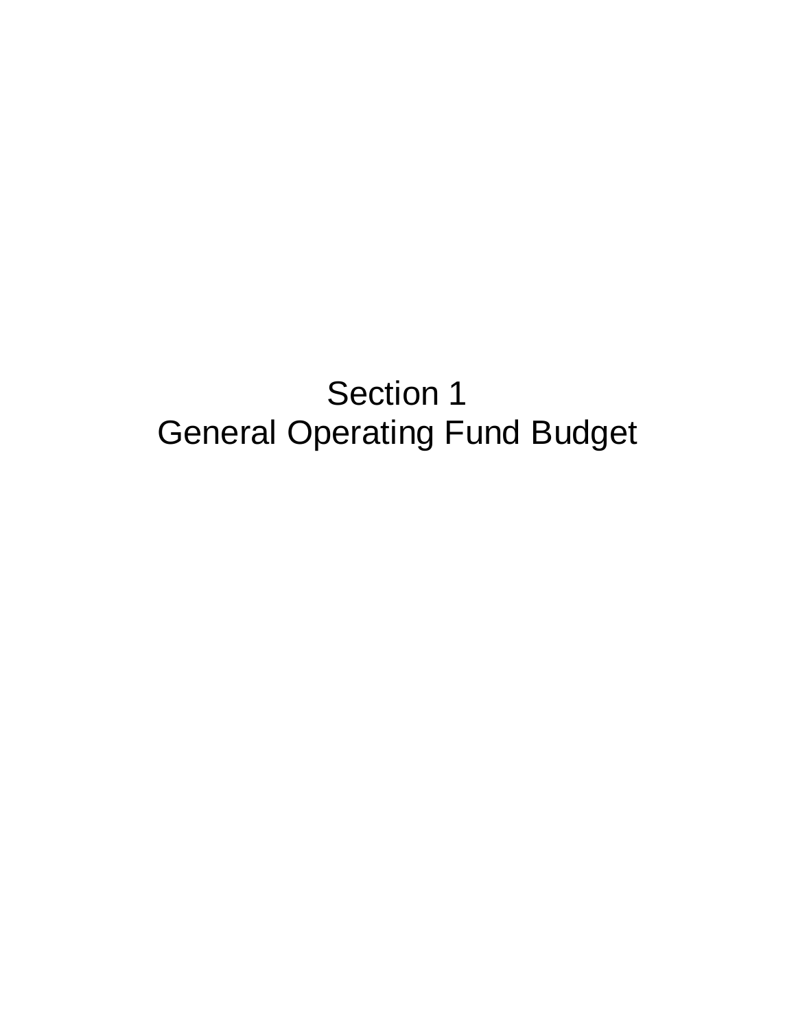# Section 1
# General Operating Fund Budget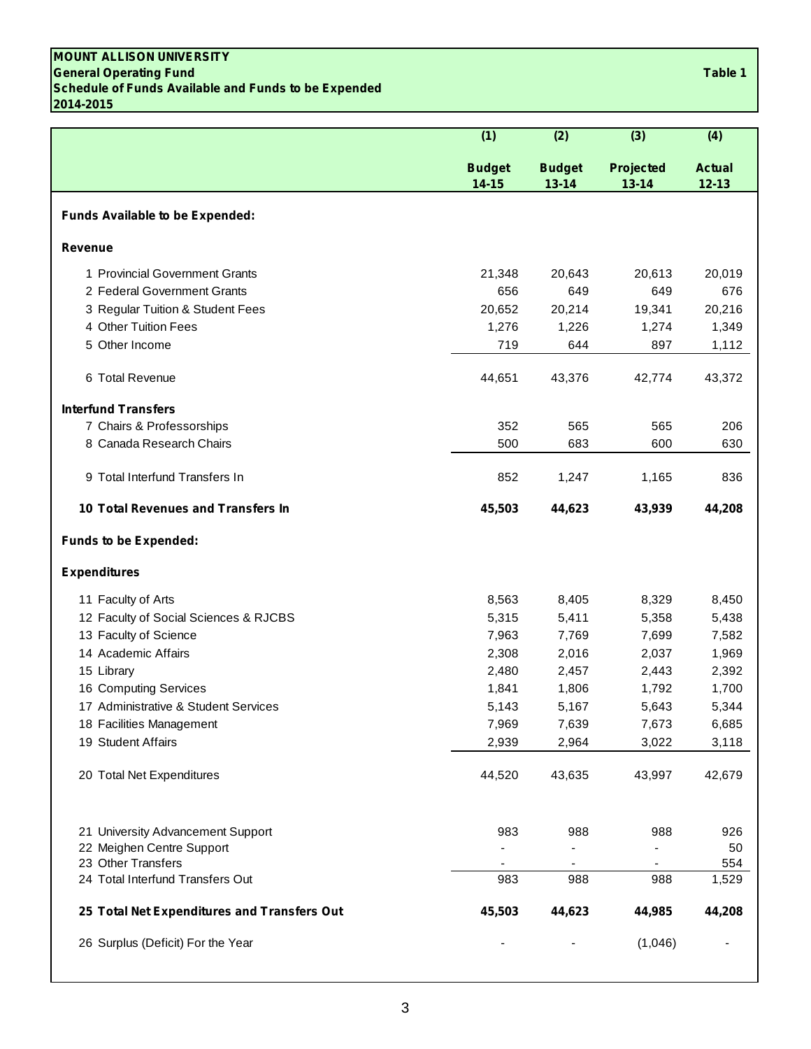**MOUNT ALLISON UNIVERSITY**
**General Operating Fund**
**Schedule of Funds Available and Funds to be Expended**
**2014-2015**

**Table 1**

| | (1) | (2) | (3) | (4) |
|---|---|---|---|---|
| | **Budget 14-15** | **Budget 13-14** | **Projected 13-14** | **Actual 12-13** |
| **Funds Available to be Expended:** | | | | |
| **Revenue** | | | | |
| 1 Provincial Government Grants | 21,348 | 20,643 | 20,613 | 20,019 |
| 2 Federal Government Grants | 656 | 649 | 649 | 676 |
| 3 Regular Tuition & Student Fees | 20,652 | 20,214 | 19,341 | 20,216 |
| 4 Other Tuition Fees | 1,276 | 1,226 | 1,274 | 1,349 |
| 5 Other Income | 719 | 644 | 897 | 1,112 |
| 6 Total Revenue | 44,651 | 43,376 | 42,774 | 43,372 |
| **Interfund Transfers** | | | | |
| 7 Chairs & Professorships | 352 | 565 | 565 | 206 |
| 8 Canada Research Chairs | 500 | 683 | 600 | 630 |
| 9 Total Interfund Transfers In | 852 | 1,247 | 1,165 | 836 |
| **10 Total Revenues and Transfers In** | **45,503** | **44,623** | **43,939** | **44,208** |
| **Funds to be Expended:** | | | | |
| **Expenditures** | | | | |
| 11 Faculty of Arts | 8,563 | 8,405 | 8,329 | 8,450 |
| 12 Faculty of Social Sciences & RJCBS | 5,315 | 5,411 | 5,358 | 5,438 |
| 13 Faculty of Science | 7,963 | 7,769 | 7,699 | 7,582 |
| 14 Academic Affairs | 2,308 | 2,016 | 2,037 | 1,969 |
| 15 Library | 2,480 | 2,457 | 2,443 | 2,392 |
| 16 Computing Services | 1,841 | 1,806 | 1,792 | 1,700 |
| 17 Administrative & Student Services | 5,143 | 5,167 | 5,643 | 5,344 |
| 18 Facilities Management | 7,969 | 7,639 | 7,673 | 6,685 |
| 19 Student Affairs | 2,939 | 2,964 | 3,022 | 3,118 |
| 20 Total Net Expenditures | 44,520 | 43,635 | 43,997 | 42,679 |
| 21 University Advancement Support | 983 | 988 | 988 | 926 |
| 22 Meighen Centre Support | - | - | - | 50 |
| 23 Other Transfers | - | - | - | 554 |
| 24 Total Interfund Transfers Out | 983 | 988 | 988 | 1,529 |
| **25 Total Net Expenditures and Transfers Out** | **45,503** | **44,623** | **44,985** | **44,208** |
| 26 Surplus (Deficit) For the Year | - | - | (1,046) | - |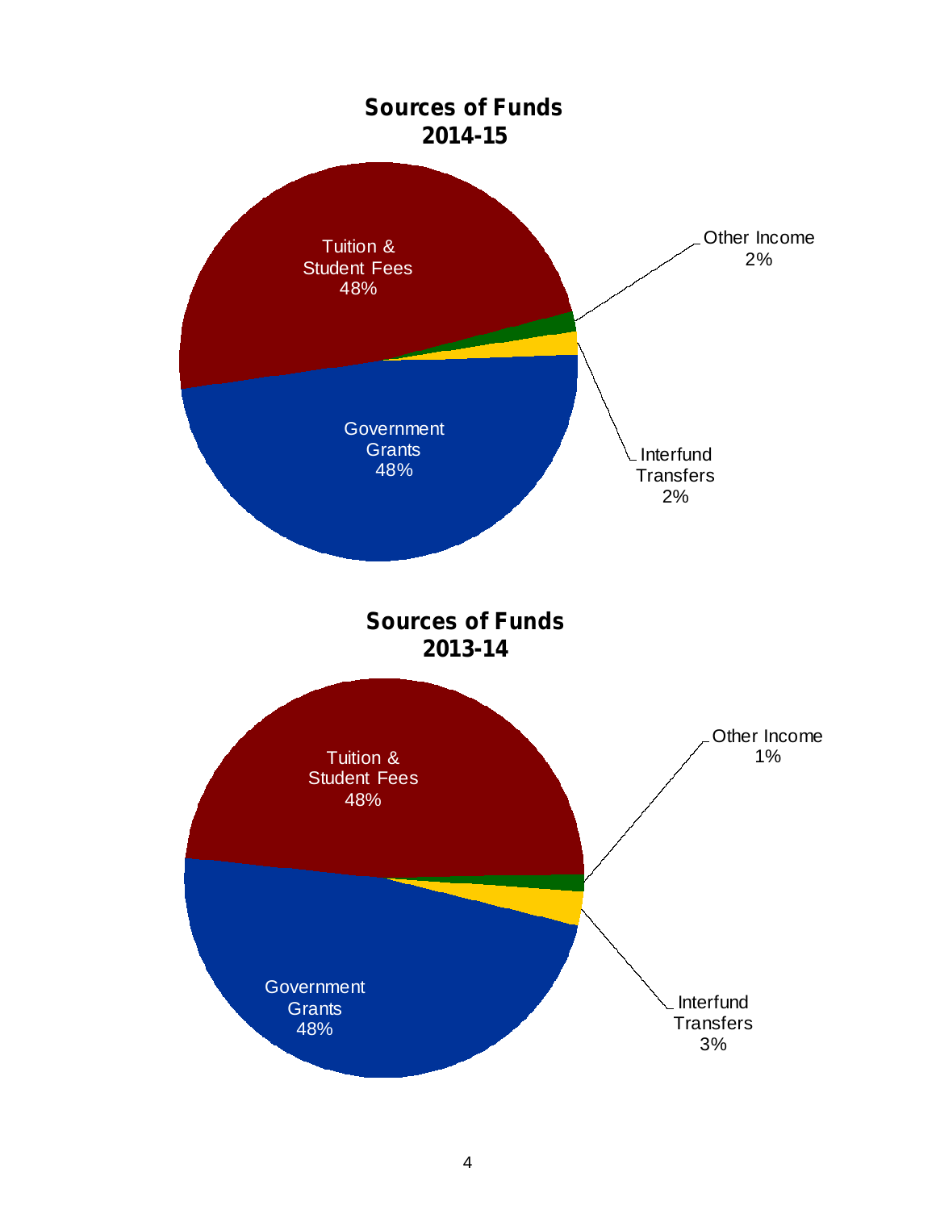## Sources of Funds 2014-15

Tuition & Student Fees 48%

Government Grants 48%

Other Income 2%

Interfund Transfers 2%

## Sources of Funds 2013-14

Tuition & Student Fees 48%

Government Grants 48%

Other Income 1%

Interfund Transfers 3%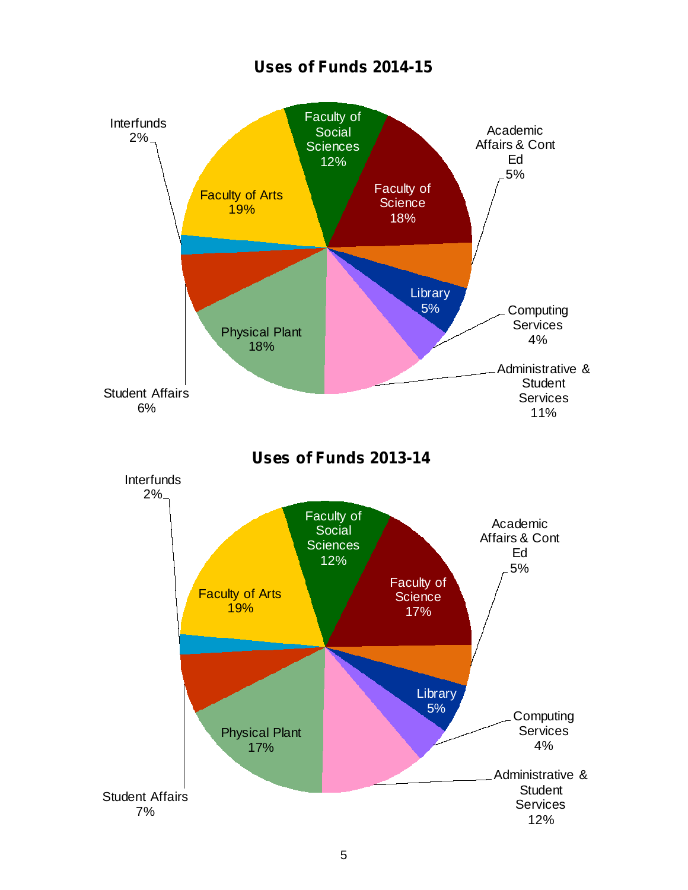## Uses of Funds 2014-15

| Category | Percentage |
| --- | --- |
| Faculty of Social Sciences | 12% |
| Faculty of Science | 18% |
| Academic Affairs & Cont Ed | 5% |
| Library | 5% |
| Computing Services | 4% |
| Administrative & Student Services | 11% |
| Physical Plant | 18% |
| Student Affairs | 6% |
| Interfunds | 2% |
| Faculty of Arts | 19% |

## Uses of Funds 2013-14

| Category | Percentage |
| --- | --- |
| Faculty of Social Sciences | 12% |
| Faculty of Science | 17% |
| Academic Affairs & Cont Ed | 5% |
| Library | 5% |
| Computing Services | 4% |
| Administrative & Student Services | 12% |
| Physical Plant | 17% |
| Student Affairs | 7% |
| Interfunds | 2% |
| Faculty of Arts | 19% |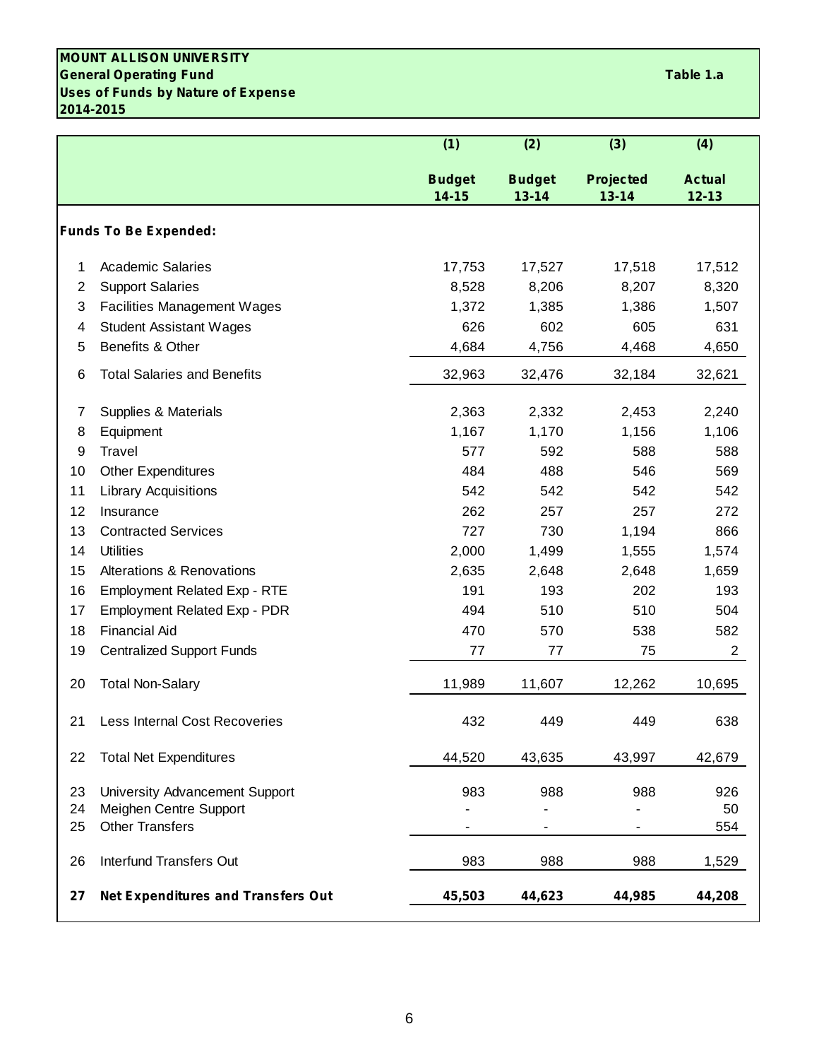**MOUNT ALLISON UNIVERSITY**
**General Operating Fund** **Table 1.a**
**Uses of Funds by Nature of Expense**
**2014-2015**

| | | (1) | (2) | (3) | (4) |
|---|---|---|---|---|---|
| | | **Budget 14-15** | **Budget 13-14** | **Projected 13-14** | **Actual 12-13** |
| | **Funds To Be Expended:** | | | | |
| 1 | Academic Salaries | 17,753 | 17,527 | 17,518 | 17,512 |
| 2 | Support Salaries | 8,528 | 8,206 | 8,207 | 8,320 |
| 3 | Facilities Management Wages | 1,372 | 1,385 | 1,386 | 1,507 |
| 4 | Student Assistant Wages | 626 | 602 | 605 | 631 |
| 5 | Benefits & Other | 4,684 | 4,756 | 4,468 | 4,650 |
| 6 | Total Salaries and Benefits | 32,963 | 32,476 | 32,184 | 32,621 |
| 7 | Supplies & Materials | 2,363 | 2,332 | 2,453 | 2,240 |
| 8 | Equipment | 1,167 | 1,170 | 1,156 | 1,106 |
| 9 | Travel | 577 | 592 | 588 | 588 |
| 10 | Other Expenditures | 484 | 488 | 546 | 569 |
| 11 | Library Acquisitions | 542 | 542 | 542 | 542 |
| 12 | Insurance | 262 | 257 | 257 | 272 |
| 13 | Contracted Services | 727 | 730 | 1,194 | 866 |
| 14 | Utilities | 2,000 | 1,499 | 1,555 | 1,574 |
| 15 | Alterations & Renovations | 2,635 | 2,648 | 2,648 | 1,659 |
| 16 | Employment Related Exp - RTE | 191 | 193 | 202 | 193 |
| 17 | Employment Related Exp - PDR | 494 | 510 | 510 | 504 |
| 18 | Financial Aid | 470 | 570 | 538 | 582 |
| 19 | Centralized Support Funds | 77 | 77 | 75 | 2 |
| 20 | Total Non-Salary | 11,989 | 11,607 | 12,262 | 10,695 |
| 21 | Less Internal Cost Recoveries | 432 | 449 | 449 | 638 |
| 22 | Total Net Expenditures | 44,520 | 43,635 | 43,997 | 42,679 |
| 23 | University Advancement Support | 983 | 988 | 988 | 926 |
| 24 | Meighen Centre Support | - | - | - | 50 |
| 25 | Other Transfers | - | - | - | 554 |
| 26 | Interfund Transfers Out | 983 | 988 | 988 | 1,529 |
| **27** | **Net Expenditures and Transfers Out** | **45,503** | **44,623** | **44,985** | **44,208** |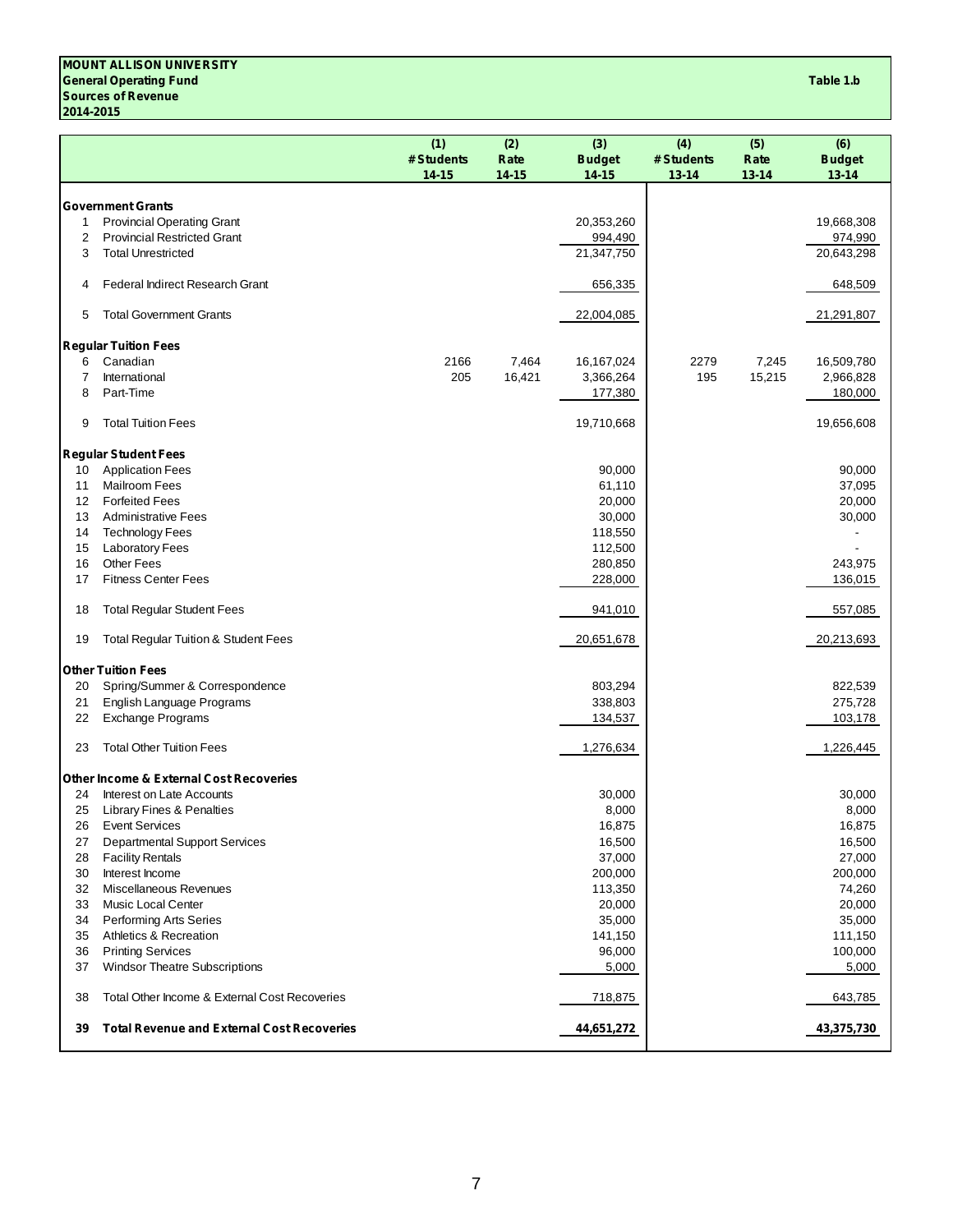**MOUNT ALLISON UNIVERSITY**
**General Operating Fund**
**Sources of Revenue**
**2014-2015**

**Table 1.b**

| | | (1) # Students 14-15 | (2) Rate 14-15 | (3) Budget 14-15 | (4) # Students 13-14 | (5) Rate 13-14 | (6) Budget 13-14 |
|---|---|---|---|---|---|---|---|
| **Government Grants** | | | | | | | |
| 1 | Provincial Operating Grant | | | 20,353,260 | | | 19,668,308 |
| 2 | Provincial Restricted Grant | | | 994,490 | | | 974,990 |
| 3 | Total Unrestricted | | | 21,347,750 | | | 20,643,298 |
| 4 | Federal Indirect Research Grant | | | 656,335 | | | 648,509 |
| 5 | Total Government Grants | | | 22,004,085 | | | 21,291,807 |
| **Regular Tuition Fees** | | | | | | | |
| 6 | Canadian | 2166 | 7,464 | 16,167,024 | 2279 | 7,245 | 16,509,780 |
| 7 | International | 205 | 16,421 | 3,366,264 | 195 | 15,215 | 2,966,828 |
| 8 | Part-Time | | | 177,380 | | | 180,000 |
| 9 | Total Tuition Fees | | | 19,710,668 | | | 19,656,608 |
| **Regular Student Fees** | | | | | | | |
| 10 | Application Fees | | | 90,000 | | | 90,000 |
| 11 | Mailroom Fees | | | 61,110 | | | 37,095 |
| 12 | Forfeited Fees | | | 20,000 | | | 20,000 |
| 13 | Administrative Fees | | | 30,000 | | | 30,000 |
| 14 | Technology Fees | | | 118,550 | | | - |
| 15 | Laboratory Fees | | | 112,500 | | | - |
| 16 | Other Fees | | | 280,850 | | | 243,975 |
| 17 | Fitness Center Fees | | | 228,000 | | | 136,015 |
| 18 | Total Regular Student Fees | | | 941,010 | | | 557,085 |
| 19 | Total Regular Tuition & Student Fees | | | 20,651,678 | | | 20,213,693 |
| **Other Tuition Fees** | | | | | | | |
| 20 | Spring/Summer & Correspondence | | | 803,294 | | | 822,539 |
| 21 | English Language Programs | | | 338,803 | | | 275,728 |
| 22 | Exchange Programs | | | 134,537 | | | 103,178 |
| 23 | Total Other Tuition Fees | | | 1,276,634 | | | 1,226,445 |
| **Other Income & External Cost Recoveries** | | | | | | | |
| 24 | Interest on Late Accounts | | | 30,000 | | | 30,000 |
| 25 | Library Fines & Penalties | | | 8,000 | | | 8,000 |
| 26 | Event Services | | | 16,875 | | | 16,875 |
| 27 | Departmental Support Services | | | 16,500 | | | 16,500 |
| 28 | Facility Rentals | | | 37,000 | | | 27,000 |
| 30 | Interest Income | | | 200,000 | | | 200,000 |
| 32 | Miscellaneous Revenues | | | 113,350 | | | 74,260 |
| 33 | Music Local Center | | | 20,000 | | | 20,000 |
| 34 | Performing Arts Series | | | 35,000 | | | 35,000 |
| 35 | Athletics & Recreation | | | 141,150 | | | 111,150 |
| 36 | Printing Services | | | 96,000 | | | 100,000 |
| 37 | Windsor Theatre Subscriptions | | | 5,000 | | | 5,000 |
| 38 | Total Other Income & External Cost Recoveries | | | 718,875 | | | 643,785 |
| **39** | **Total Revenue and External Cost Recoveries** | | | **44,651,272** | | | **43,375,730** |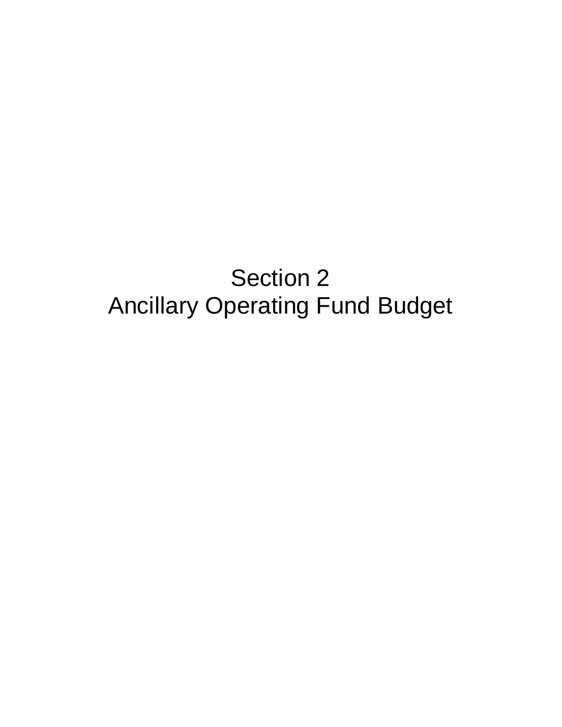# Section 2
# Ancillary Operating Fund Budget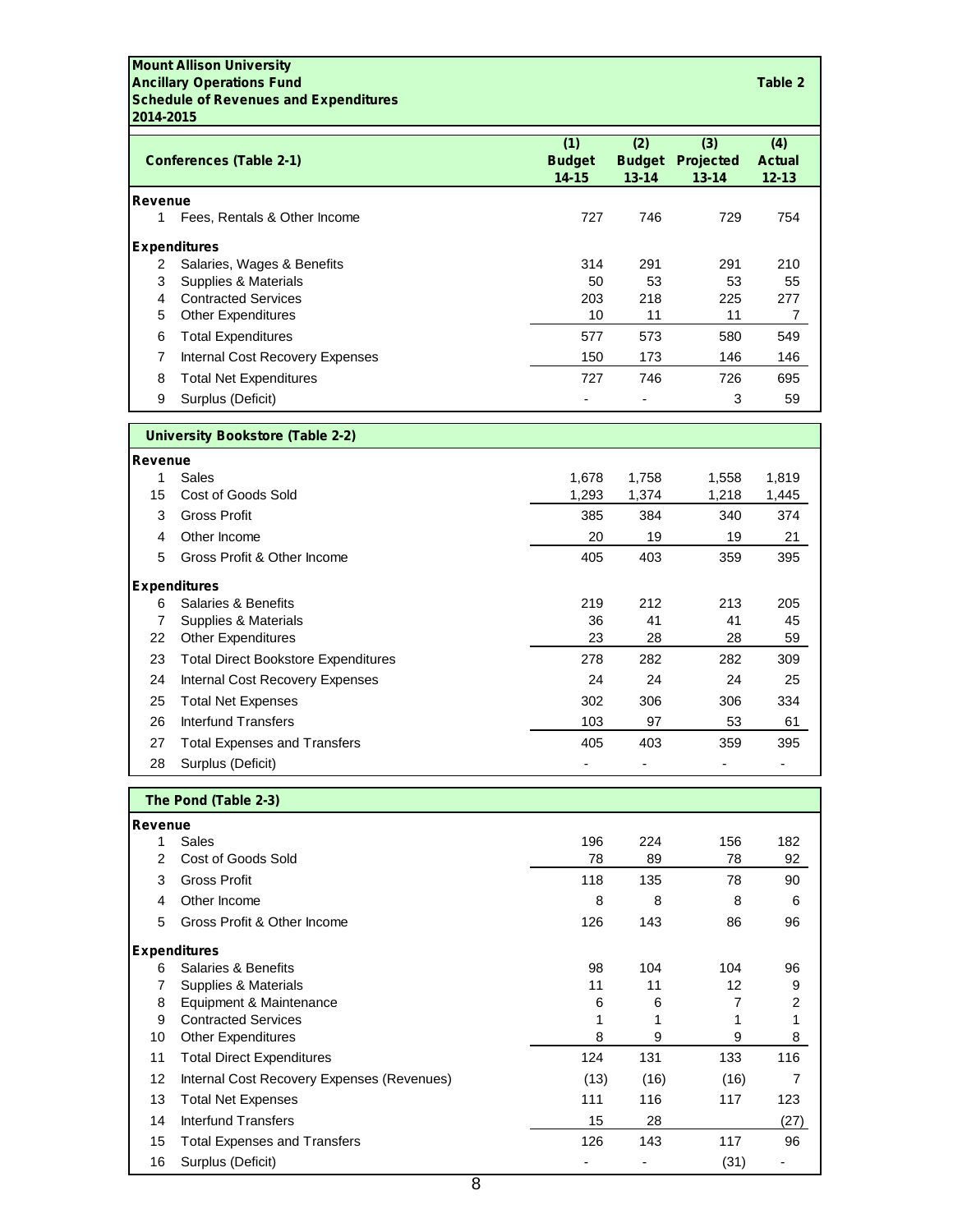**Mount Allison University**
**Ancillary Operations Fund**
**Schedule of Revenues and Expenditures**
**2014-2015**

**Table 2**

| | Conferences (Table 2-1) | (1) Budget 14-15 | (2) Budget 13-14 | (3) Projected 13-14 | (4) Actual 12-13 |
|---|---|---|---|---|---|
| **Revenue** | | | | | |
| 1 | Fees, Rentals & Other Income | 727 | 746 | 729 | 754 |
| **Expenditures** | | | | | |
| 2 | Salaries, Wages & Benefits | 314 | 291 | 291 | 210 |
| 3 | Supplies & Materials | 50 | 53 | 53 | 55 |
| 4 | Contracted Services | 203 | 218 | 225 | 277 |
| 5 | Other Expenditures | 10 | 11 | 11 | 7 |
| 6 | Total Expenditures | 577 | 573 | 580 | 549 |
| 7 | Internal Cost Recovery Expenses | 150 | 173 | 146 | 146 |
| 8 | Total Net Expenditures | 727 | 746 | 726 | 695 |
| 9 | Surplus (Deficit) | - | - | 3 | 59 |

| | University Bookstore (Table 2-2) | (1) Budget 14-15 | (2) Budget 13-14 | (3) Projected 13-14 | (4) Actual 12-13 |
|---|---|---|---|---|---|
| **Revenue** | | | | | |
| 1 | Sales | 1,678 | 1,758 | 1,558 | 1,819 |
| 15 | Cost of Goods Sold | 1,293 | 1,374 | 1,218 | 1,445 |
| 3 | Gross Profit | 385 | 384 | 340 | 374 |
| 4 | Other Income | 20 | 19 | 19 | 21 |
| 5 | Gross Profit & Other Income | 405 | 403 | 359 | 395 |
| **Expenditures** | | | | | |
| 6 | Salaries & Benefits | 219 | 212 | 213 | 205 |
| 7 | Supplies & Materials | 36 | 41 | 41 | 45 |
| 22 | Other Expenditures | 23 | 28 | 28 | 59 |
| 23 | Total Direct Bookstore Expenditures | 278 | 282 | 282 | 309 |
| 24 | Internal Cost Recovery Expenses | 24 | 24 | 24 | 25 |
| 25 | Total Net Expenses | 302 | 306 | 306 | 334 |
| 26 | Interfund Transfers | 103 | 97 | 53 | 61 |
| 27 | Total Expenses and Transfers | 405 | 403 | 359 | 395 |
| 28 | Surplus (Deficit) | - | - | - | - |

| | The Pond (Table 2-3) | (1) Budget 14-15 | (2) Budget 13-14 | (3) Projected 13-14 | (4) Actual 12-13 |
|---|---|---|---|---|---|
| **Revenue** | | | | | |
| 1 | Sales | 196 | 224 | 156 | 182 |
| 2 | Cost of Goods Sold | 78 | 89 | 78 | 92 |
| 3 | Gross Profit | 118 | 135 | 78 | 90 |
| 4 | Other Income | 8 | 8 | 8 | 6 |
| 5 | Gross Profit & Other Income | 126 | 143 | 86 | 96 |
| **Expenditures** | | | | | |
| 6 | Salaries & Benefits | 98 | 104 | 104 | 96 |
| 7 | Supplies & Materials | 11 | 11 | 12 | 9 |
| 8 | Equipment & Maintenance | 6 | 6 | 7 | 2 |
| 9 | Contracted Services | 1 | 1 | 1 | 1 |
| 10 | Other Expenditures | 8 | 9 | 9 | 8 |
| 11 | Total Direct Expenditures | 124 | 131 | 133 | 116 |
| 12 | Internal Cost Recovery Expenses (Revenues) | (13) | (16) | (16) | 7 |
| 13 | Total Net Expenses | 111 | 116 | 117 | 123 |
| 14 | Interfund Transfers | 15 | 28 | | (27) |
| 15 | Total Expenses and Transfers | 126 | 143 | 117 | 96 |
| 16 | Surplus (Deficit) | - | - | (31) | - |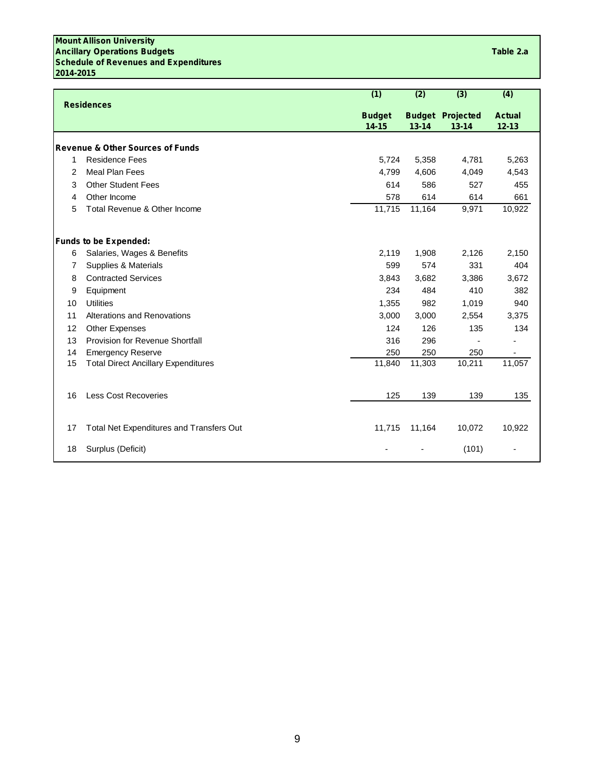**Mount Allison University**
**Ancillary Operations Budgets**
**Schedule of Revenues and Expenditures**
**2014-2015**

**Table 2.a**

| | Residences | (1) Budget 14-15 | (2) Budget 13-14 | (3) Projected 13-14 | (4) Actual 12-13 |
|---|---|---|---|---|---|
| | **Revenue & Other Sources of Funds** | | | | |
| 1 | Residence Fees | 5,724 | 5,358 | 4,781 | 5,263 |
| 2 | Meal Plan Fees | 4,799 | 4,606 | 4,049 | 4,543 |
| 3 | Other Student Fees | 614 | 586 | 527 | 455 |
| 4 | Other Income | 578 | 614 | 614 | 661 |
| 5 | Total Revenue & Other Income | 11,715 | 11,164 | 9,971 | 10,922 |
| | **Funds to be Expended:** | | | | |
| 6 | Salaries, Wages & Benefits | 2,119 | 1,908 | 2,126 | 2,150 |
| 7 | Supplies & Materials | 599 | 574 | 331 | 404 |
| 8 | Contracted Services | 3,843 | 3,682 | 3,386 | 3,672 |
| 9 | Equipment | 234 | 484 | 410 | 382 |
| 10 | Utilities | 1,355 | 982 | 1,019 | 940 |
| 11 | Alterations and Renovations | 3,000 | 3,000 | 2,554 | 3,375 |
| 12 | Other Expenses | 124 | 126 | 135 | 134 |
| 13 | Provision for Revenue Shortfall | 316 | 296 | - | - |
| 14 | Emergency Reserve | 250 | 250 | 250 | - |
| 15 | Total Direct Ancillary Expenditures | 11,840 | 11,303 | 10,211 | 11,057 |
| 16 | Less Cost Recoveries | 125 | 139 | 139 | 135 |
| 17 | Total Net Expenditures and Transfers Out | 11,715 | 11,164 | 10,072 | 10,922 |
| 18 | Surplus (Deficit) | - | - | (101) | - |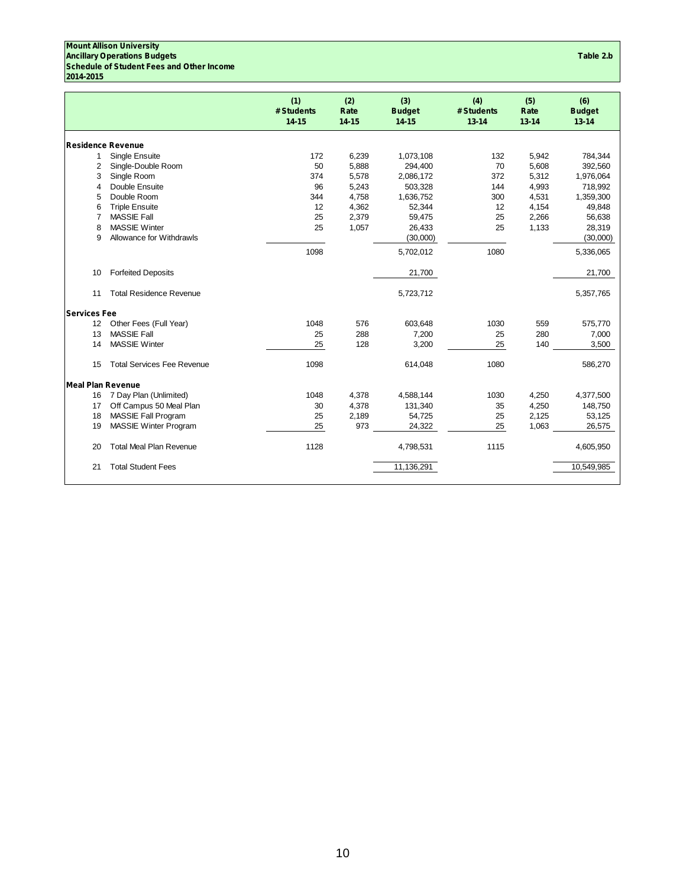**Mount Allison University**
**Ancillary Operations Budgets**
**Schedule of Student Fees and Other Income**
**2014-2015**

**Table 2.b**

| | | (1) # Students 14-15 | (2) Rate 14-15 | (3) Budget 14-15 | (4) # Students 13-14 | (5) Rate 13-14 | (6) Budget 13-14 |
|---|---|---|---|---|---|---|---|
| **Residence Revenue** | | | | | | | |
| 1 | Single Ensuite | 172 | 6,239 | 1,073,108 | 132 | 5,942 | 784,344 |
| 2 | Single-Double Room | 50 | 5,888 | 294,400 | 70 | 5,608 | 392,560 |
| 3 | Single Room | 374 | 5,578 | 2,086,172 | 372 | 5,312 | 1,976,064 |
| 4 | Double Ensuite | 96 | 5,243 | 503,328 | 144 | 4,993 | 718,992 |
| 5 | Double Room | 344 | 4,758 | 1,636,752 | 300 | 4,531 | 1,359,300 |
| 6 | Triple Ensuite | 12 | 4,362 | 52,344 | 12 | 4,154 | 49,848 |
| 7 | MASSIE Fall | 25 | 2,379 | 59,475 | 25 | 2,266 | 56,638 |
| 8 | MASSIE Winter | 25 | 1,057 | 26,433 | 25 | 1,133 | 28,319 |
| 9 | Allowance for Withdrawls | | | (30,000) | | | (30,000) |
| | | 1098 | | 5,702,012 | 1080 | | 5,336,065 |
| 10 | Forfeited Deposits | | | 21,700 | | | 21,700 |
| 11 | Total Residence Revenue | | | 5,723,712 | | | 5,357,765 |
| **Services Fee** | | | | | | | |
| 12 | Other Fees (Full Year) | 1048 | 576 | 603,648 | 1030 | 559 | 575,770 |
| 13 | MASSIE Fall | 25 | 288 | 7,200 | 25 | 280 | 7,000 |
| 14 | MASSIE Winter | 25 | 128 | 3,200 | 25 | 140 | 3,500 |
| 15 | Total Services Fee Revenue | 1098 | | 614,048 | 1080 | | 586,270 |
| **Meal Plan Revenue** | | | | | | | |
| 16 | 7 Day Plan (Unlimited) | 1048 | 4,378 | 4,588,144 | 1030 | 4,250 | 4,377,500 |
| 17 | Off Campus 50 Meal Plan | 30 | 4,378 | 131,340 | 35 | 4,250 | 148,750 |
| 18 | MASSIE Fall Program | 25 | 2,189 | 54,725 | 25 | 2,125 | 53,125 |
| 19 | MASSIE Winter Program | 25 | 973 | 24,322 | 25 | 1,063 | 26,575 |
| 20 | Total Meal Plan Revenue | 1128 | | 4,798,531 | 1115 | | 4,605,950 |
| 21 | Total Student Fees | | | 11,136,291 | | | 10,549,985 |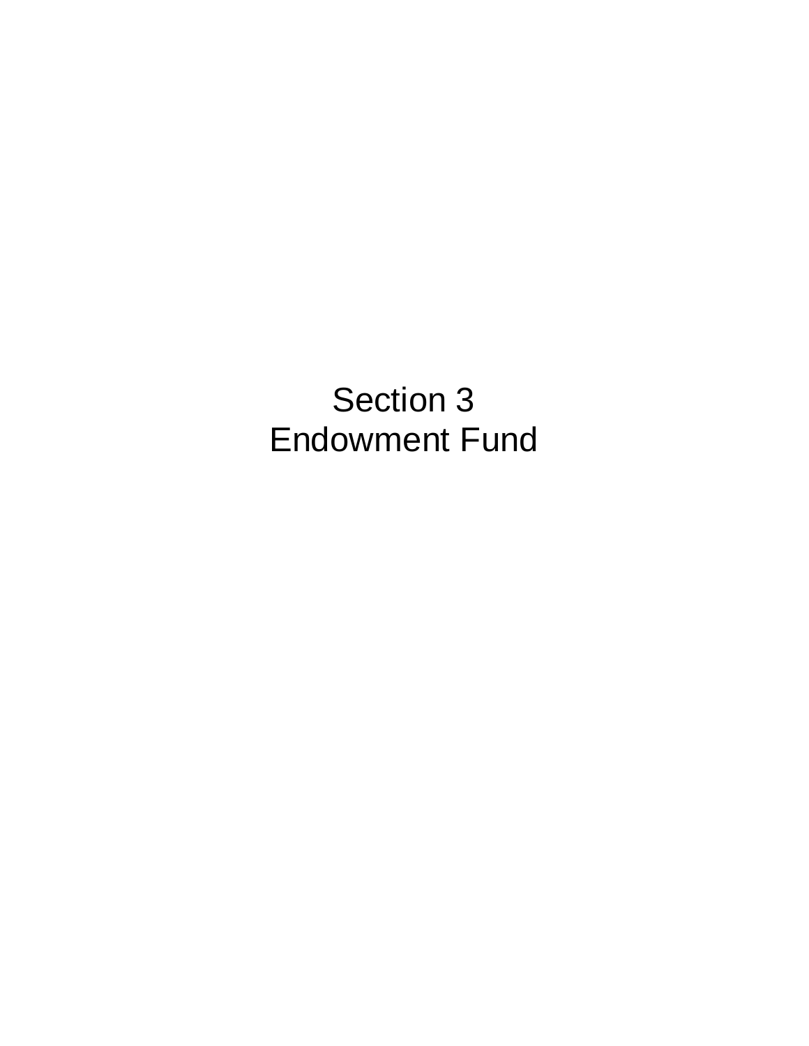# Section 3
# Endowment Fund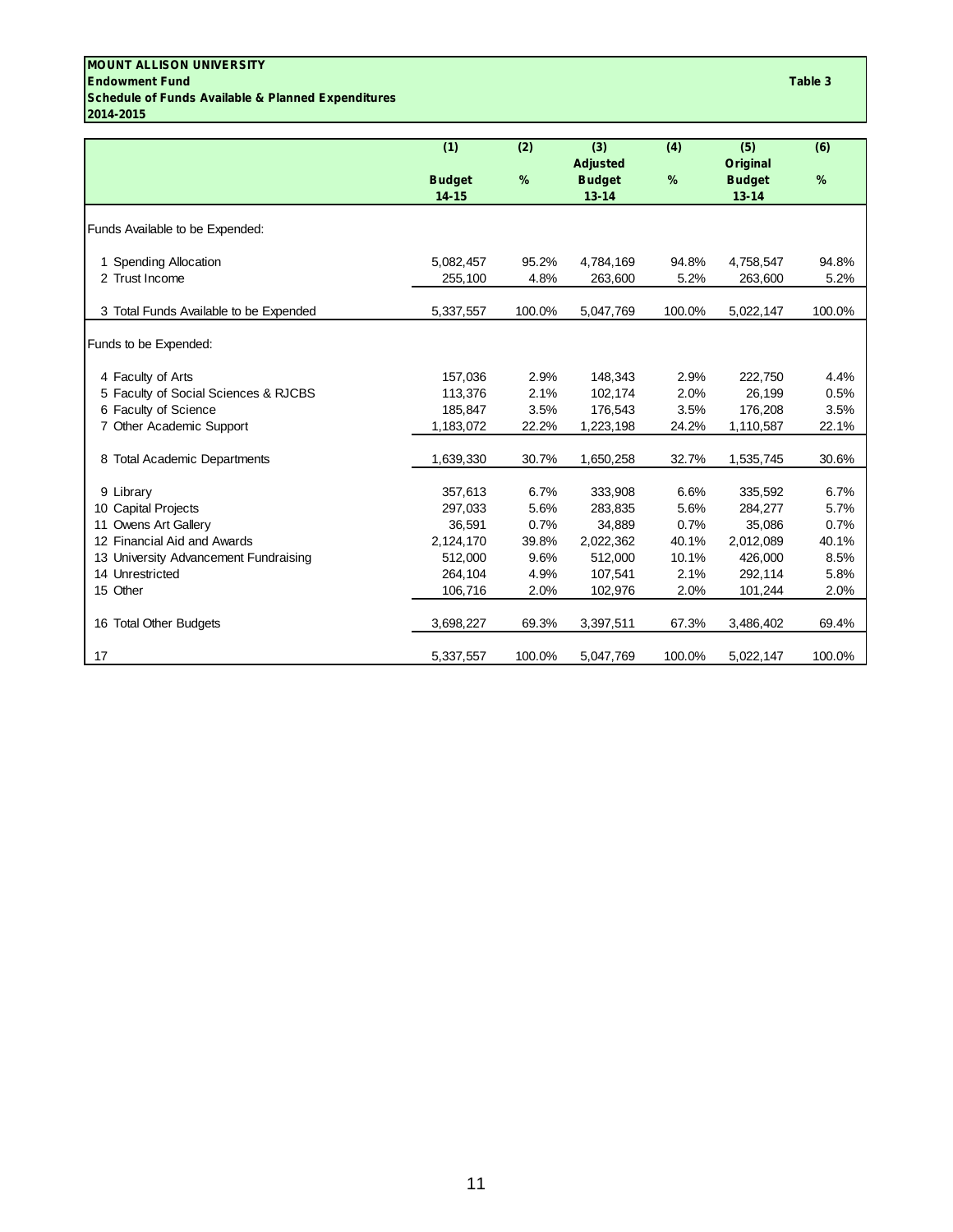**MOUNT ALLISON UNIVERSITY**
**Endowment Fund**
**Schedule of Funds Available & Planned Expenditures**
**2014-2015**

**Table 3**

| | (1) Budget 14-15 | (2) % | (3) Adjusted Budget 13-14 | (4) % | (5) Original Budget 13-14 | (6) % |
|---|---|---|---|---|---|---|
| Funds Available to be Expended: | | | | | | |
| 1 Spending Allocation | 5,082,457 | 95.2% | 4,784,169 | 94.8% | 4,758,547 | 94.8% |
| 2 Trust Income | 255,100 | 4.8% | 263,600 | 5.2% | 263,600 | 5.2% |
| 3 Total Funds Available to be Expended | 5,337,557 | 100.0% | 5,047,769 | 100.0% | 5,022,147 | 100.0% |
| Funds to be Expended: | | | | | | |
| 4 Faculty of Arts | 157,036 | 2.9% | 148,343 | 2.9% | 222,750 | 4.4% |
| 5 Faculty of Social Sciences & RJCBS | 113,376 | 2.1% | 102,174 | 2.0% | 26,199 | 0.5% |
| 6 Faculty of Science | 185,847 | 3.5% | 176,543 | 3.5% | 176,208 | 3.5% |
| 7 Other Academic Support | 1,183,072 | 22.2% | 1,223,198 | 24.2% | 1,110,587 | 22.1% |
| 8 Total Academic Departments | 1,639,330 | 30.7% | 1,650,258 | 32.7% | 1,535,745 | 30.6% |
| 9 Library | 357,613 | 6.7% | 333,908 | 6.6% | 335,592 | 6.7% |
| 10 Capital Projects | 297,033 | 5.6% | 283,835 | 5.6% | 284,277 | 5.7% |
| 11 Owens Art Gallery | 36,591 | 0.7% | 34,889 | 0.7% | 35,086 | 0.7% |
| 12 Financial Aid and Awards | 2,124,170 | 39.8% | 2,022,362 | 40.1% | 2,012,089 | 40.1% |
| 13 University Advancement Fundraising | 512,000 | 9.6% | 512,000 | 10.1% | 426,000 | 8.5% |
| 14 Unrestricted | 264,104 | 4.9% | 107,541 | 2.1% | 292,114 | 5.8% |
| 15 Other | 106,716 | 2.0% | 102,976 | 2.0% | 101,244 | 2.0% |
| 16 Total Other Budgets | 3,698,227 | 69.3% | 3,397,511 | 67.3% | 3,486,402 | 69.4% |
| 17 | 5,337,557 | 100.0% | 5,047,769 | 100.0% | 5,022,147 | 100.0% |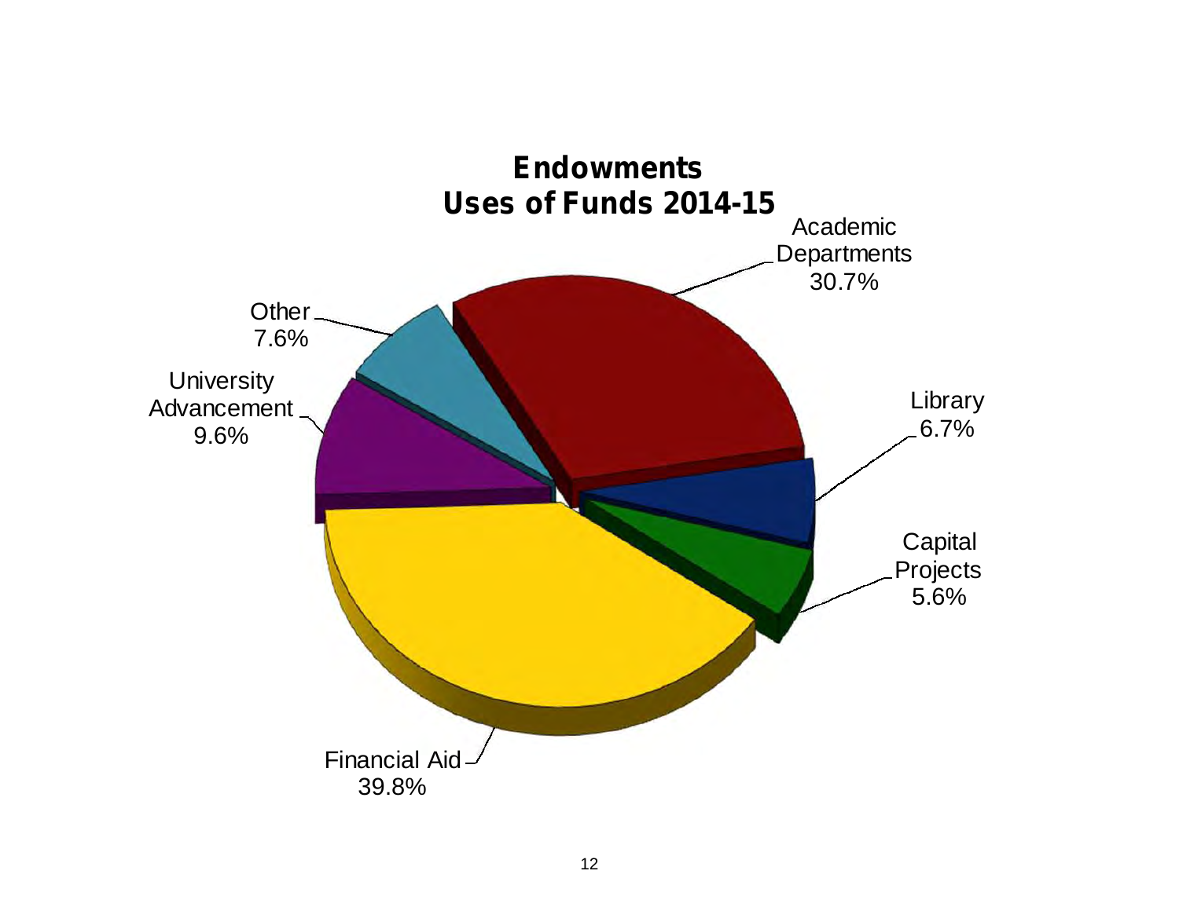## Endowments
## Uses of Funds 2014-15

| Category | Percentage |
| --- | --- |
| Financial Aid | 39.8% |
| Academic Departments | 30.7% |
| University Advancement | 9.6% |
| Other | 7.6% |
| Library | 6.7% |
| Capital Projects | 5.6% |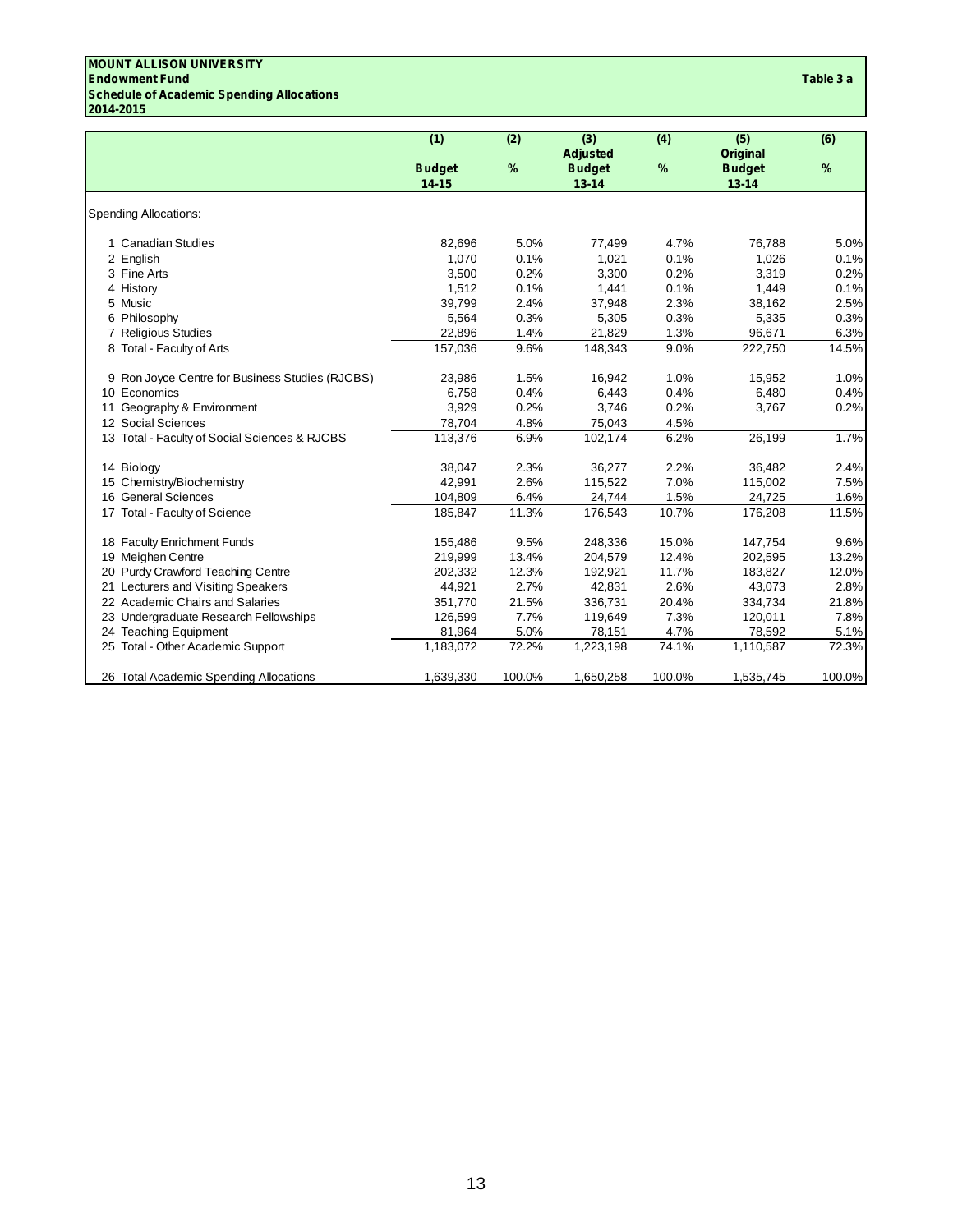**MOUNT ALLISON UNIVERSITY**
**Endowment Fund**
**Schedule of Academic Spending Allocations**
**2014-2015**

**Table 3 a**

| | (1) | (2) | (3) | (4) | (5) | (6) |
|---|---|---|---|---|---|---|
| | **Budget 14-15** | **%** | **Adjusted Budget 13-14** | **%** | **Original Budget 13-14** | **%** |
| Spending Allocations: | | | | | | |
| 1 Canadian Studies | 82,696 | 5.0% | 77,499 | 4.7% | 76,788 | 5.0% |
| 2 English | 1,070 | 0.1% | 1,021 | 0.1% | 1,026 | 0.1% |
| 3 Fine Arts | 3,500 | 0.2% | 3,300 | 0.2% | 3,319 | 0.2% |
| 4 History | 1,512 | 0.1% | 1,441 | 0.1% | 1,449 | 0.1% |
| 5 Music | 39,799 | 2.4% | 37,948 | 2.3% | 38,162 | 2.5% |
| 6 Philosophy | 5,564 | 0.3% | 5,305 | 0.3% | 5,335 | 0.3% |
| 7 Religious Studies | 22,896 | 1.4% | 21,829 | 1.3% | 96,671 | 6.3% |
| 8 Total - Faculty of Arts | 157,036 | 9.6% | 148,343 | 9.0% | 222,750 | 14.5% |
| 9 Ron Joyce Centre for Business Studies (RJCBS) | 23,986 | 1.5% | 16,942 | 1.0% | 15,952 | 1.0% |
| 10 Economics | 6,758 | 0.4% | 6,443 | 0.4% | 6,480 | 0.4% |
| 11 Geography & Environment | 3,929 | 0.2% | 3,746 | 0.2% | 3,767 | 0.2% |
| 12 Social Sciences | 78,704 | 4.8% | 75,043 | 4.5% | | |
| 13 Total - Faculty of Social Sciences & RJCBS | 113,376 | 6.9% | 102,174 | 6.2% | 26,199 | 1.7% |
| 14 Biology | 38,047 | 2.3% | 36,277 | 2.2% | 36,482 | 2.4% |
| 15 Chemistry/Biochemistry | 42,991 | 2.6% | 115,522 | 7.0% | 115,002 | 7.5% |
| 16 General Sciences | 104,809 | 6.4% | 24,744 | 1.5% | 24,725 | 1.6% |
| 17 Total - Faculty of Science | 185,847 | 11.3% | 176,543 | 10.7% | 176,208 | 11.5% |
| 18 Faculty Enrichment Funds | 155,486 | 9.5% | 248,336 | 15.0% | 147,754 | 9.6% |
| 19 Meighen Centre | 219,999 | 13.4% | 204,579 | 12.4% | 202,595 | 13.2% |
| 20 Purdy Crawford Teaching Centre | 202,332 | 12.3% | 192,921 | 11.7% | 183,827 | 12.0% |
| 21 Lecturers and Visiting Speakers | 44,921 | 2.7% | 42,831 | 2.6% | 43,073 | 2.8% |
| 22 Academic Chairs and Salaries | 351,770 | 21.5% | 336,731 | 20.4% | 334,734 | 21.8% |
| 23 Undergraduate Research Fellowships | 126,599 | 7.7% | 119,649 | 7.3% | 120,011 | 7.8% |
| 24 Teaching Equipment | 81,964 | 5.0% | 78,151 | 4.7% | 78,592 | 5.1% |
| 25 Total - Other Academic Support | 1,183,072 | 72.2% | 1,223,198 | 74.1% | 1,110,587 | 72.3% |
| 26 Total Academic Spending Allocations | 1,639,330 | 100.0% | 1,650,258 | 100.0% | 1,535,745 | 100.0% |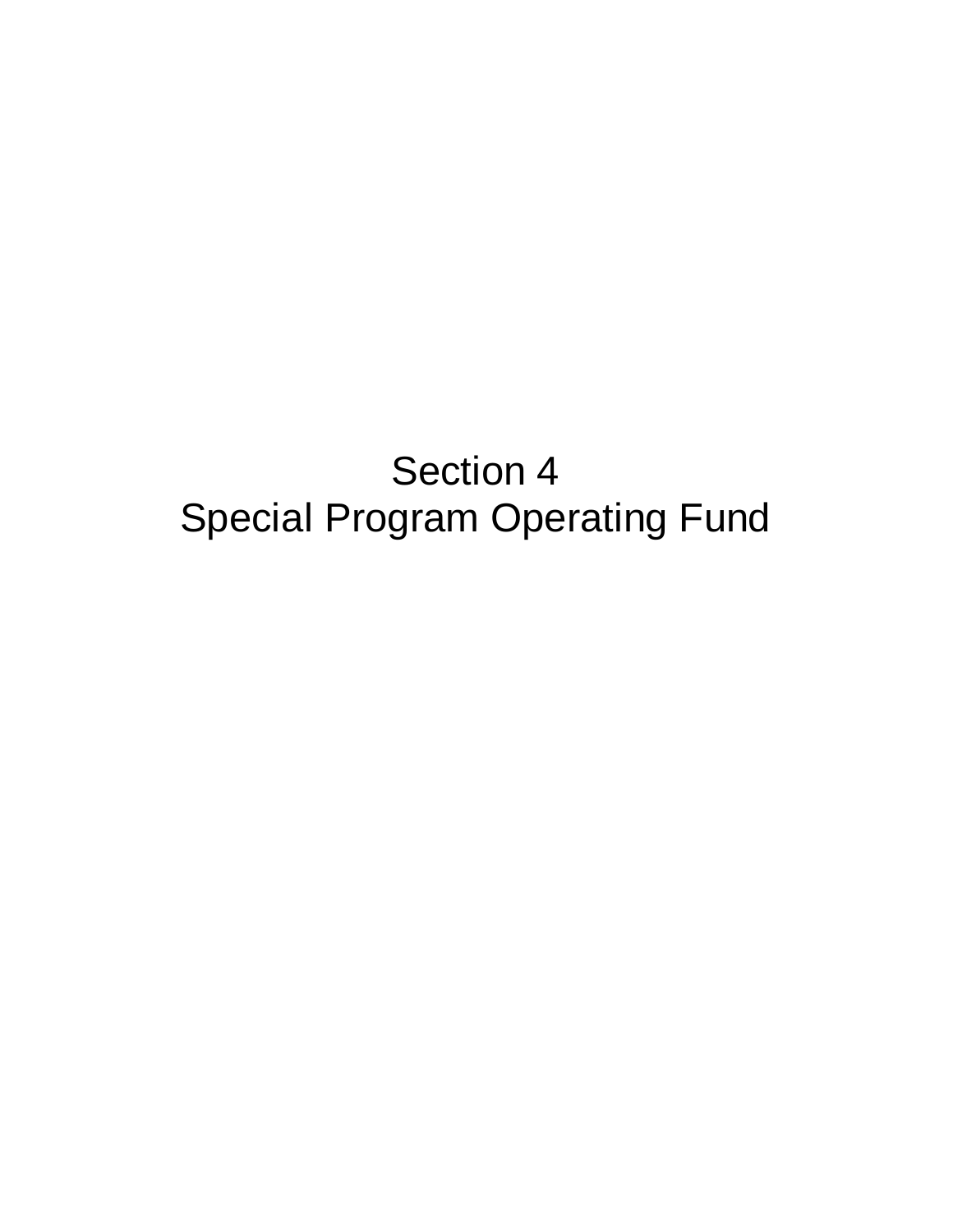# Section 4
# Special Program Operating Fund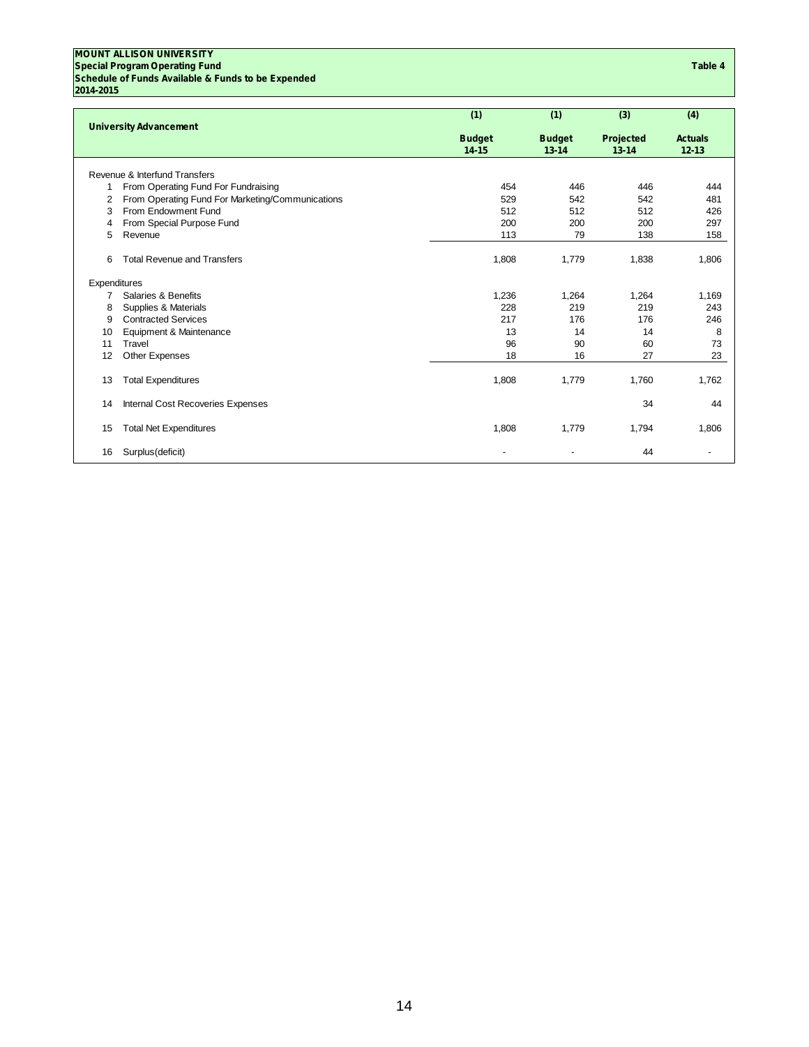**MOUNT ALLISON UNIVERSITY**
**Special Program Operating Fund**
**Schedule of Funds Available & Funds to be Expended**
**2014-2015**

**Table 4**

| | University Advancement | (1) Budget 14-15 | (1) Budget 13-14 | (3) Projected 13-14 | (4) Actuals 12-13 |
|---|---|---|---|---|---|
| | Revenue & Interfund Transfers | | | | |
| 1 | From Operating Fund For Fundraising | 454 | 446 | 446 | 444 |
| 2 | From Operating Fund For Marketing/Communications | 529 | 542 | 542 | 481 |
| 3 | From Endowment Fund | 512 | 512 | 512 | 426 |
| 4 | From Special Purpose Fund | 200 | 200 | 200 | 297 |
| 5 | Revenue | 113 | 79 | 138 | 158 |
| 6 | Total Revenue and Transfers | 1,808 | 1,779 | 1,838 | 1,806 |
| | Expenditures | | | | |
| 7 | Salaries & Benefits | 1,236 | 1,264 | 1,264 | 1,169 |
| 8 | Supplies & Materials | 228 | 219 | 219 | 243 |
| 9 | Contracted Services | 217 | 176 | 176 | 246 |
| 10 | Equipment & Maintenance | 13 | 14 | 14 | 8 |
| 11 | Travel | 96 | 90 | 60 | 73 |
| 12 | Other Expenses | 18 | 16 | 27 | 23 |
| 13 | Total Expenditures | 1,808 | 1,779 | 1,760 | 1,762 |
| 14 | Internal Cost Recoveries Expenses | | | 34 | 44 |
| 15 | Total Net Expenditures | 1,808 | 1,779 | 1,794 | 1,806 |
| 16 | Surplus(deficit) | - | - | 44 | - |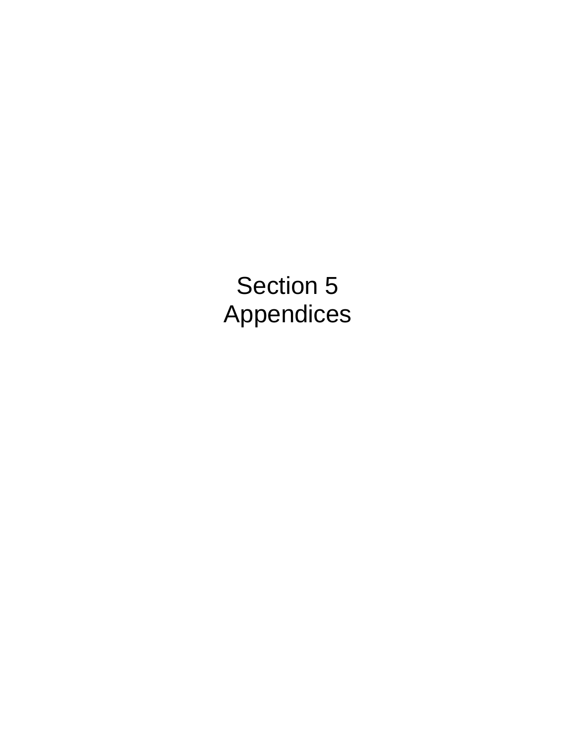# Section 5
# Appendices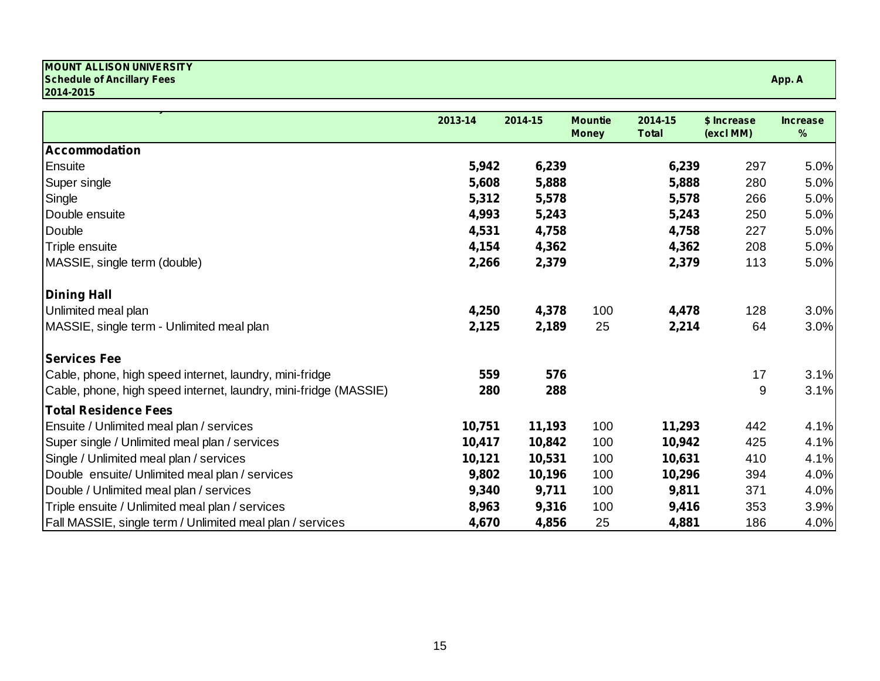**MOUNT ALLISON UNIVERSITY**
**Schedule of Ancillary Fees**
**2014-2015**

**App. A**

| | 2013-14 | 2014-15 | Mountie Money | 2014-15 Total | $ Increase (excl MM) | Increase % |
|---|---|---|---|---|---|---|
| **Accommodation** | | | | | | |
| Ensuite | **5,942** | **6,239** | | **6,239** | 297 | 5.0% |
| Super single | **5,608** | **5,888** | | **5,888** | 280 | 5.0% |
| Single | **5,312** | **5,578** | | **5,578** | 266 | 5.0% |
| Double ensuite | **4,993** | **5,243** | | **5,243** | 250 | 5.0% |
| Double | **4,531** | **4,758** | | **4,758** | 227 | 5.0% |
| Triple ensuite | **4,154** | **4,362** | | **4,362** | 208 | 5.0% |
| MASSIE, single term (double) | **2,266** | **2,379** | | **2,379** | 113 | 5.0% |
| **Dining Hall** | | | | | | |
| Unlimited meal plan | **4,250** | **4,378** | 100 | **4,478** | 128 | 3.0% |
| MASSIE, single term - Unlimited meal plan | **2,125** | **2,189** | 25 | **2,214** | 64 | 3.0% |
| **Services Fee** | | | | | | |
| Cable, phone, high speed internet, laundry, mini-fridge | **559** | **576** | | | 17 | 3.1% |
| Cable, phone, high speed internet, laundry, mini-fridge (MASSIE) | **280** | **288** | | | 9 | 3.1% |
| **Total Residence Fees** | | | | | | |
| Ensuite / Unlimited meal plan / services | **10,751** | **11,193** | 100 | **11,293** | 442 | 4.1% |
| Super single / Unlimited meal plan / services | **10,417** | **10,842** | 100 | **10,942** | 425 | 4.1% |
| Single / Unlimited meal plan / services | **10,121** | **10,531** | 100 | **10,631** | 410 | 4.1% |
| Double ensuite/ Unlimited meal plan / services | **9,802** | **10,196** | 100 | **10,296** | 394 | 4.0% |
| Double / Unlimited meal plan / services | **9,340** | **9,711** | 100 | **9,811** | 371 | 4.0% |
| Triple ensuite / Unlimited meal plan / services | **8,963** | **9,316** | 100 | **9,416** | 353 | 3.9% |
| Fall MASSIE, single term / Unlimited meal plan / services | **4,670** | **4,856** | 25 | **4,881** | 186 | 4.0% |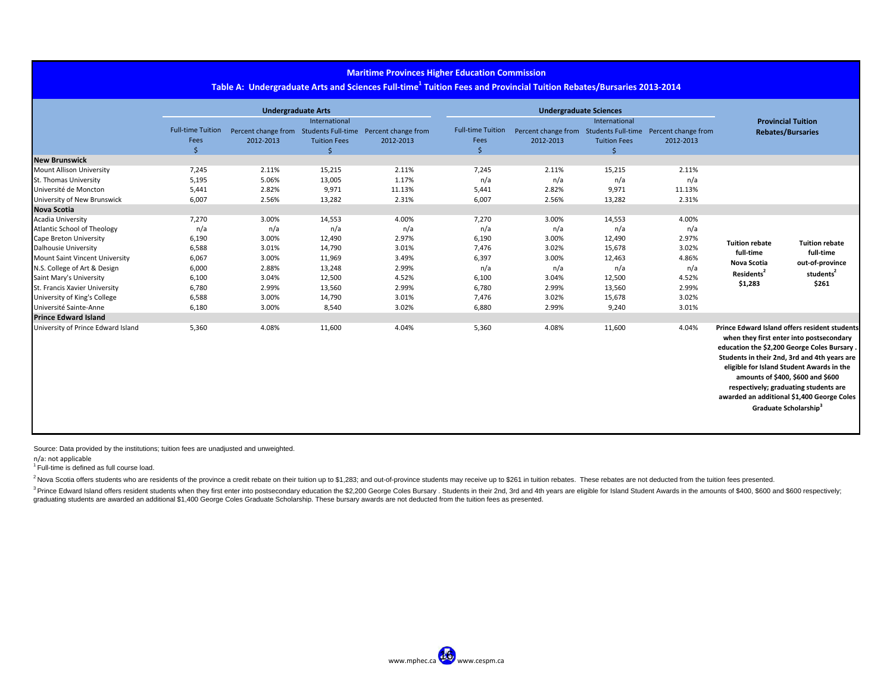## Maritime Provinces Higher Education Commission

### Table A: Undergraduate Arts and Sciences Full-time[1] Tuition Fees and Provincial Tuition Rebates/Bursaries 2013-2014

| | Undergraduate Arts | | | | Undergraduate Sciences | | | | Provincial Tuition Rebates/Bursaries | |
|---|---|---|---|---|---|---|---|---|---|---|
| | Full-time Tuition Fees $ | Percent change from 2012-2013 | International Students Full-time Tuition Fees $ | Percent change from 2012-2013 | Full-time Tuition Fees $ | Percent change from 2012-2013 | International Students Full-time Tuition Fees $ | Percent change from 2012-2013 | | |
| **New Brunswick** | | | | | | | | | | |
| Mount Allison University | 7,245 | 2.11% | 15,215 | 2.11% | 7,245 | 2.11% | 15,215 | 2.11% | | |
| St. Thomas University | 5,195 | 5.06% | 13,005 | 1.17% | n/a | n/a | n/a | n/a | | |
| Université de Moncton | 5,441 | 2.82% | 9,971 | 11.13% | 5,441 | 2.82% | 9,971 | 11.13% | | |
| University of New Brunswick | 6,007 | 2.56% | 13,282 | 2.31% | 6,007 | 2.56% | 13,282 | 2.31% | | |
| **Nova Scotia** | | | | | | | | | **Tuition rebate full-time Nova Scotia Residents[2] $1,283** | **Tuition rebate full-time out-of-province students[2] $261** |
| Acadia University | 7,270 | 3.00% | 14,553 | 4.00% | 7,270 | 3.00% | 14,553 | 4.00% | | |
| Atlantic School of Theology | n/a | n/a | n/a | n/a | n/a | n/a | n/a | n/a | | |
| Cape Breton University | 6,190 | 3.00% | 12,490 | 2.97% | 6,190 | 3.00% | 12,490 | 2.97% | | |
| Dalhousie University | 6,588 | 3.01% | 14,790 | 3.01% | 7,476 | 3.02% | 15,678 | 3.02% | | |
| Mount Saint Vincent University | 6,067 | 3.00% | 11,969 | 3.49% | 6,397 | 3.00% | 12,463 | 4.86% | | |
| N.S. College of Art & Design | 6,000 | 2.88% | 13,248 | 2.99% | n/a | n/a | n/a | n/a | | |
| Saint Mary's University | 6,100 | 3.04% | 12,500 | 4.52% | 6,100 | 3.04% | 12,500 | 4.52% | | |
| St. Francis Xavier University | 6,780 | 2.99% | 13,560 | 2.99% | 6,780 | 2.99% | 13,560 | 2.99% | | |
| University of King's College | 6,588 | 3.00% | 14,790 | 3.01% | 7,476 | 3.02% | 15,678 | 3.02% | | |
| Université Sainte-Anne | 6,180 | 3.00% | 8,540 | 3.02% | 6,880 | 2.99% | 9,240 | 3.01% | | |
| **Prince Edward Island** | | | | | | | | | | |
| University of Prince Edward Island | 5,360 | 4.08% | 11,600 | 4.04% | 5,360 | 4.08% | 11,600 | 4.04% | **Prince Edward Island offers resident students when they first enter into postsecondary education the $2,200 George Coles Bursary . Students in their 2nd, 3rd and 4th years are eligible for Island Student Awards in the amounts of $400, $600 and $600 respectively; graduating students are awarded an additional $1,400 George Coles Graduate Scholarship[3]** | |

Source: Data provided by the institutions; tuition fees are unadjusted and unweighted.

n/a: not applicable

[1] Full-time is defined as full course load.

[2] Nova Scotia offers students who are residents of the province a credit rebate on their tuition up to $1,283; and out-of-province students may receive up to $261 in tuition rebates. These rebates are not deducted from the tuition fees presented.

[3] Prince Edward Island offers resident students when they first enter into postsecondary education the $2,200 George Coles Bursary . Students in their 2nd, 3rd and 4th years are eligible for Island Student Awards in the amounts of $400, $600 and $600 respectively; graduating students are awarded an additional $1,400 George Coles Graduate Scholarship. These bursary awards are not deducted from the tuition fees as presented.

www.mphec.ca www.cespm.ca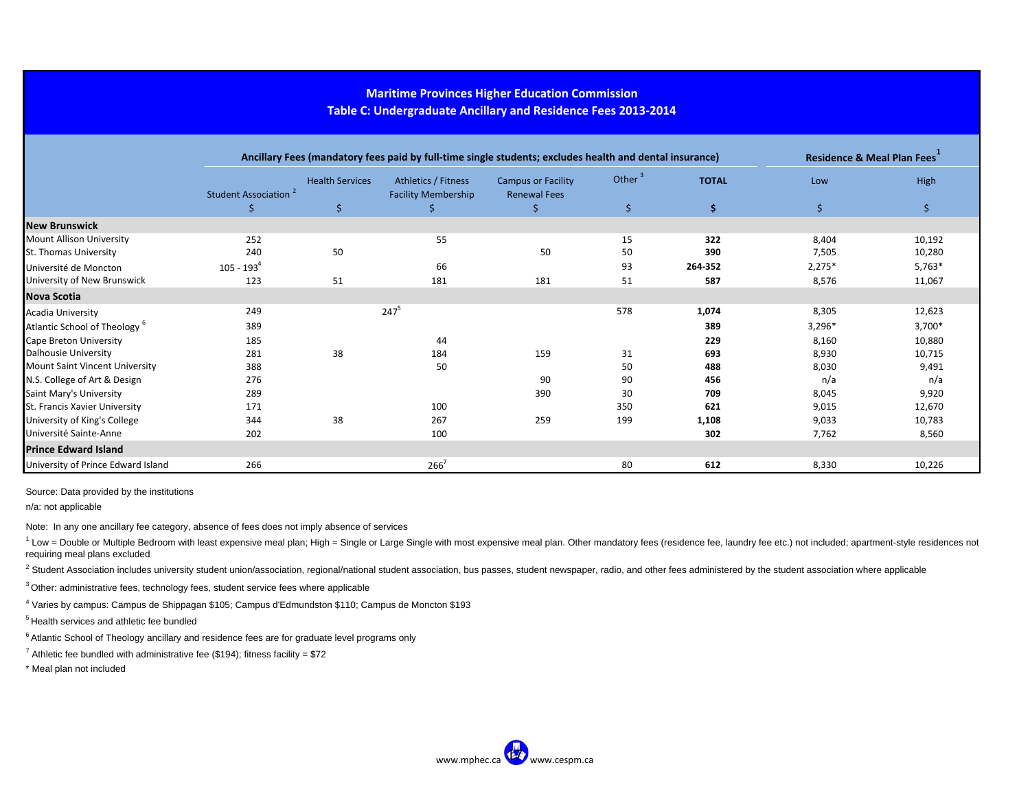# Maritime Provinces Higher Education Commission

## Table C: Undergraduate Ancillary and Residence Fees 2013-2014

| | Ancillary Fees (mandatory fees paid by full-time single students; excludes health and dental insurance) | | | | | | Residence & Meal Plan Fees[1] | |
|---|---|---|---|---|---|---|---|---|
| | Student Association[2] | Health Services | Athletics / Fitness Facility Membership | Campus or Facility Renewal Fees | Other[3] | TOTAL | Low | High |
| | $ | $ | $ | $ | $ | **$** | $ | $ |
| **New Brunswick** | | | | | | | | |
| Mount Allison University | 252 | | 55 | | 15 | **322** | 8,404 | 10,192 |
| St. Thomas University | 240 | 50 | | 50 | 50 | **390** | 7,505 | 10,280 |
| Université de Moncton | 105 - 193[4] | | 66 | | 93 | **264-352** | 2,275* | 5,763* |
| University of New Brunswick | 123 | 51 | 181 | 181 | 51 | **587** | 8,576 | 11,067 |
| **Nova Scotia** | | | | | | | | |
| Acadia University | 249 | 247[5] | | | 578 | **1,074** | 8,305 | 12,623 |
| Atlantic School of Theology[6] | 389 | | | | | **389** | 3,296* | 3,700* |
| Cape Breton University | 185 | | 44 | | | **229** | 8,160 | 10,880 |
| Dalhousie University | 281 | 38 | 184 | 159 | 31 | **693** | 8,930 | 10,715 |
| Mount Saint Vincent University | 388 | | 50 | | 50 | **488** | 8,030 | 9,491 |
| N.S. College of Art & Design | 276 | | | 90 | 90 | **456** | n/a | n/a |
| Saint Mary's University | 289 | | | 390 | 30 | **709** | 8,045 | 9,920 |
| St. Francis Xavier University | 171 | | 100 | | 350 | **621** | 9,015 | 12,670 |
| University of King's College | 344 | 38 | 267 | 259 | 199 | **1,108** | 9,033 | 10,783 |
| Université Sainte-Anne | 202 | | 100 | | | **302** | 7,762 | 8,560 |
| **Prince Edward Island** | | | | | | | | |
| University of Prince Edward Island | 266 | | 266[7] | | 80 | **612** | 8,330 | 10,226 |

Source: Data provided by the institutions

n/a: not applicable

Note: In any one ancillary fee category, absence of fees does not imply absence of services

[1] Low = Double or Multiple Bedroom with least expensive meal plan; High = Single or Large Single with most expensive meal plan. Other mandatory fees (residence fee, laundry fee etc.) not included; apartment-style residences not requiring meal plans excluded

[2] Student Association includes university student union/association, regional/national student association, bus passes, student newspaper, radio, and other fees administered by the student association where applicable

[3] Other: administrative fees, technology fees, student service fees where applicable

[4] Varies by campus: Campus de Shippagan $105; Campus d'Edmundston $110; Campus de Moncton $193

[5] Health services and athletic fee bundled

[6] Atlantic School of Theology ancillary and residence fees are for graduate level programs only

[7] Athletic fee bundled with administrative fee ($194); fitness facility = $72

\* Meal plan not included

www.mphec.ca www.cespm.ca